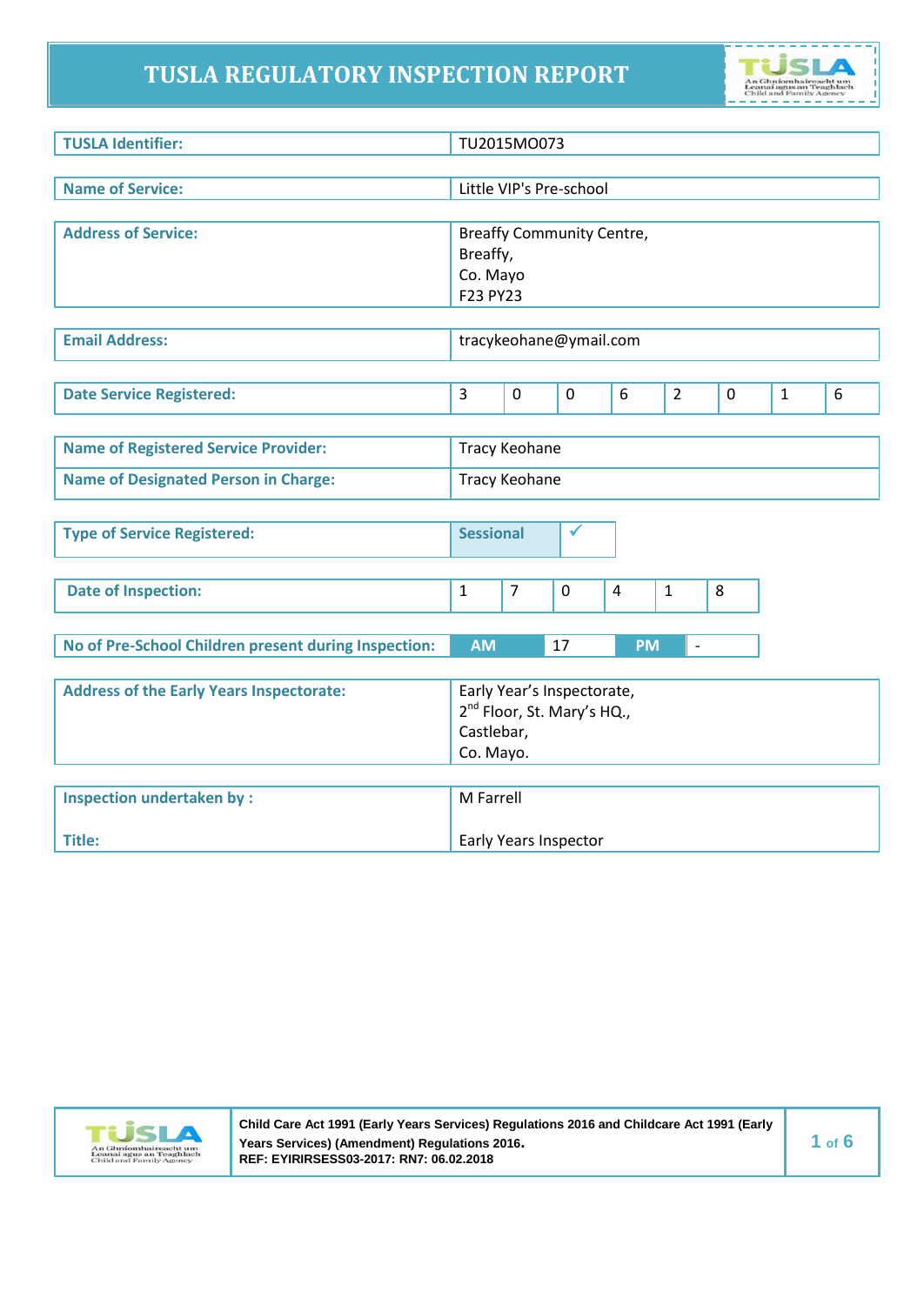# TUSLA REGULATORY INSPECTION REPORT

| | |
|---|---|
| **TUSLA Identifier:** | TU2015MO073 |

| | |
|---|---|
| **Name of Service:** | Little VIP's Pre-school |

| | |
|---|---|
| **Address of Service:** | Breaffy Community Centre,<br>Breaffy,<br>Co. Mayo<br>F23 PY23 |

| | |
|---|---|
| **Email Address:** | tracykeohane@ymail.com |

| | | | | | | | | |
|---|---|---|---|---|---|---|---|---|
| **Date Service Registered:** | 3 | 0 | 0 | 6 | 2 | 0 | 1 | 6 |

| | |
|---|---|
| **Name of Registered Service Provider:** | Tracy Keohane |
| **Name of Designated Person in Charge:** | Tracy Keohane |

| | | |
|---|---|---|
| **Type of Service Registered:** | **Sessional** | ✓ |

| | | | | | | |
|---|---|---|---|---|---|---|
| **Date of Inspection:** | 1 | 7 | 0 | 4 | 1 | 8 |

| | | | | |
|---|---|---|---|---|
| **No of Pre-School Children present during Inspection:** | **AM** | 17 | **PM** | - |

| | |
|---|---|
| **Address of the Early Years Inspectorate:** | Early Year's Inspectorate,<br>2nd Floor, St. Mary's HQ.,<br>Castlebar,<br>Co. Mayo. |

| | |
|---|---|
| **Inspection undertaken by :** | M Farrell |
| **Title:** | Early Years Inspector |

Child Care Act 1991 (Early Years Services) Regulations 2016 and Childcare Act 1991 (Early Years Services) (Amendment) Regulations 2016.
REF: EYIRIRSESS03-2017: RN7: 06.02.2018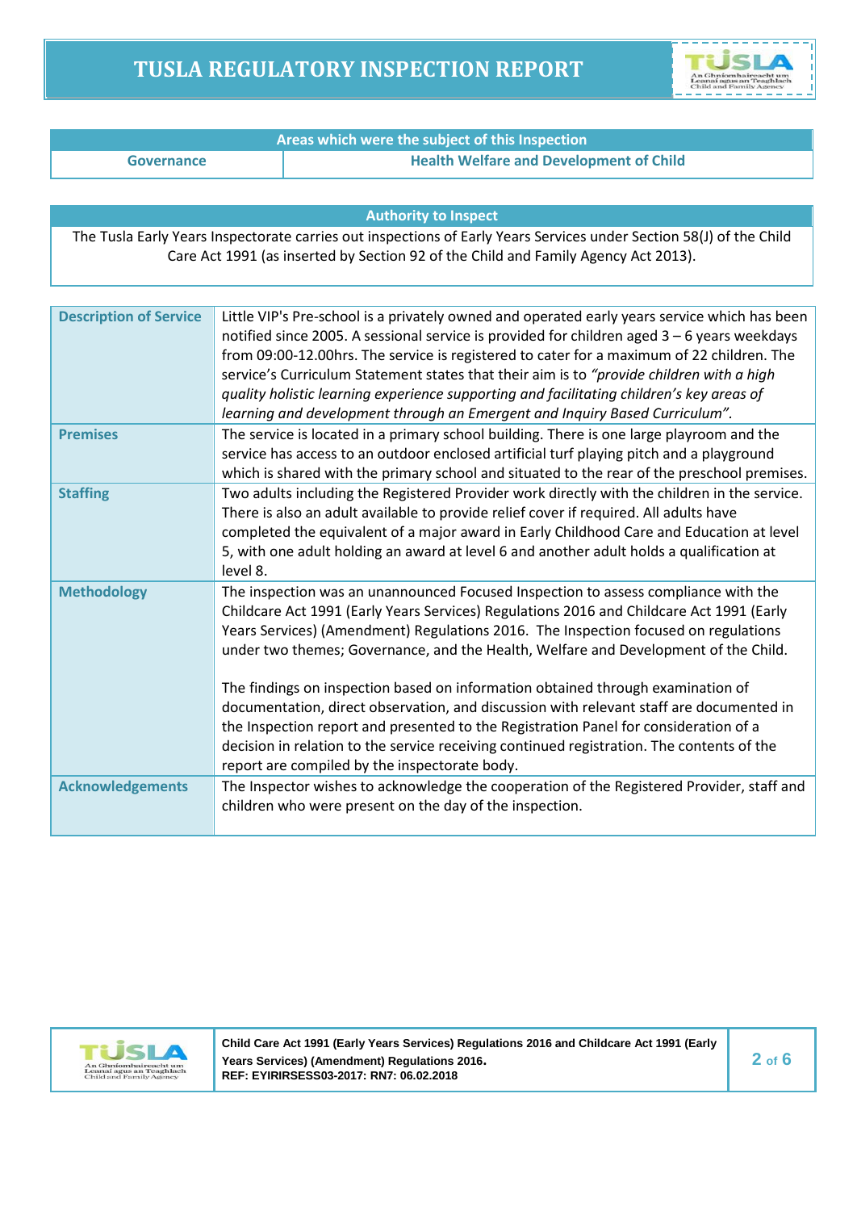| Areas which were the subject of this Inspection | |
|---|---|
| Governance | Health Welfare and Development of Child |

| Authority to Inspect |
|---|
| The Tusla Early Years Inspectorate carries out inspections of Early Years Services under Section 58(J) of the Child Care Act 1991 (as inserted by Section 92 of the Child and Family Agency Act 2013). |

| | |
|---|---|
| **Description of Service** | Little VIP's Pre-school is a privately owned and operated early years service which has been notified since 2005. A sessional service is provided for children aged 3 – 6 years weekdays from 09:00-12.00hrs. The service is registered to cater for a maximum of 22 children. The service's Curriculum Statement states that their aim is to *"provide children with a high quality holistic learning experience supporting and facilitating children's key areas of learning and development through an Emergent and Inquiry Based Curriculum"*. |
| **Premises** | The service is located in a primary school building. There is one large playroom and the service has access to an outdoor enclosed artificial turf playing pitch and a playground which is shared with the primary school and situated to the rear of the preschool premises. |
| **Staffing** | Two adults including the Registered Provider work directly with the children in the service. There is also an adult available to provide relief cover if required. All adults have completed the equivalent of a major award in Early Childhood Care and Education at level 5, with one adult holding an award at level 6 and another adult holds a qualification at level 8. |
| **Methodology** | The inspection was an unannounced Focused Inspection to assess compliance with the Childcare Act 1991 (Early Years Services) Regulations 2016 and Childcare Act 1991 (Early Years Services) (Amendment) Regulations 2016. The Inspection focused on regulations under two themes; Governance, and the Health, Welfare and Development of the Child.<br><br>The findings on inspection based on information obtained through examination of documentation, direct observation, and discussion with relevant staff are documented in the Inspection report and presented to the Registration Panel for consideration of a decision in relation to the service receiving continued registration. The contents of the report are compiled by the inspectorate body. |
| **Acknowledgements** | The Inspector wishes to acknowledge the cooperation of the Registered Provider, staff and children who were present on the day of the inspection. |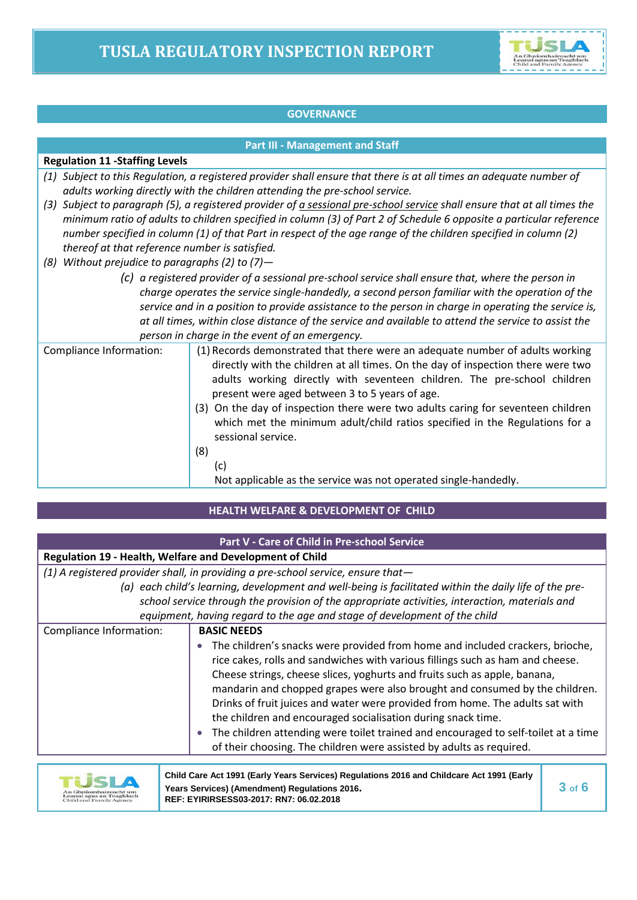## GOVERNANCE

### Part III - Management and Staff

**Regulation 11 -Staffing Levels**

*(1) Subject to this Regulation, a registered provider shall ensure that there is at all times an adequate number of adults working directly with the children attending the pre-school service.*

*(3) Subject to paragraph (5), a registered provider of a sessional pre-school service shall ensure that at all times the minimum ratio of adults to children specified in column (3) of Part 2 of Schedule 6 opposite a particular reference number specified in column (1) of that Part in respect of the age range of the children specified in column (2) thereof at that reference number is satisfied.*

*(8) Without prejudice to paragraphs (2) to (7)—*

*(c) a registered provider of a sessional pre-school service shall ensure that, where the person in charge operates the service single-handedly, a second person familiar with the operation of the service and in a position to provide assistance to the person in charge in operating the service is, at all times, within close distance of the service and available to attend the service to assist the person in charge in the event of an emergency.*

| Compliance Information: | |
|---|---|
| | (1) Records demonstrated that there were an adequate number of adults working directly with the children at all times. On the day of inspection there were two adults working directly with seventeen children. The pre-school children present were aged between 3 to 5 years of age.<br>(3) On the day of inspection there were two adults caring for seventeen children which met the minimum adult/child ratios specified in the Regulations for a sessional service.<br>(8)<br>(c)<br>Not applicable as the service was not operated single-handedly. |

## HEALTH WELFARE & DEVELOPMENT OF CHILD

### Part V - Care of Child in Pre-school Service

**Regulation 19 - Health, Welfare and Development of Child**

*(1) A registered provider shall, in providing a pre-school service, ensure that—*

*(a) each child's learning, development and well-being is facilitated within the daily life of the pre-school service through the provision of the appropriate activities, interaction, materials and equipment, having regard to the age and stage of development of the child*

| Compliance Information: | |
|---|---|
| | **BASIC NEEDS**<br>• The children's snacks were provided from home and included crackers, brioche, rice cakes, rolls and sandwiches with various fillings such as ham and cheese. Cheese strings, cheese slices, yoghurts and fruits such as apple, banana, mandarin and chopped grapes were also brought and consumed by the children. Drinks of fruit juices and water were provided from home. The adults sat with the children and encouraged socialisation during snack time.<br>• The children attending were toilet trained and encouraged to self-toilet at a time of their choosing. The children were assisted by adults as required. |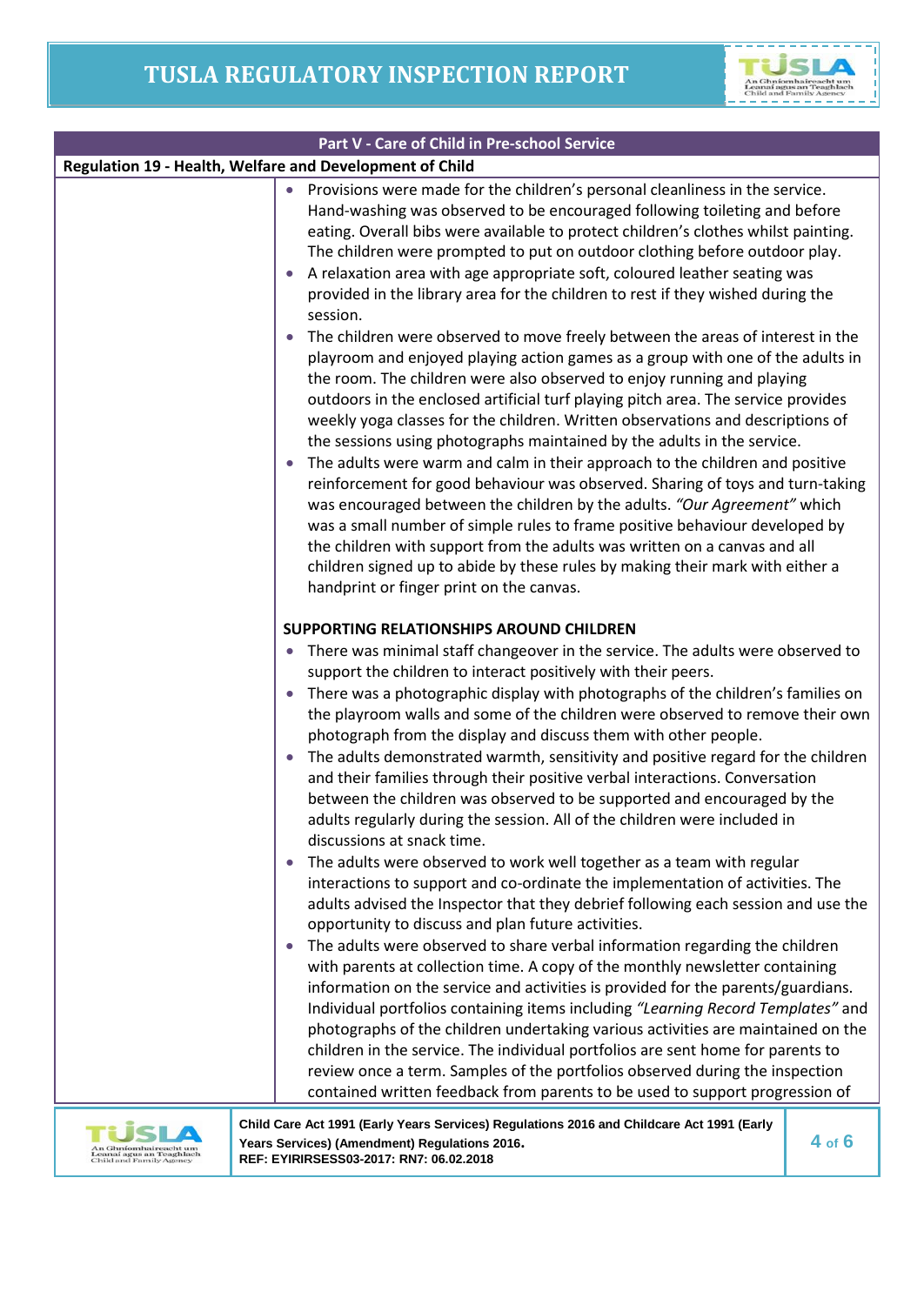| Part V - Care of Child in Pre-school Service | |
|---|---|
| **Regulation 19 - Health, Welfare and Development of Child** | |
| | • Provisions were made for the children's personal cleanliness in the service. Hand-washing was observed to be encouraged following toileting and before eating. Overall bibs were available to protect children's clothes whilst painting. The children were prompted to put on outdoor clothing before outdoor play.<br>• A relaxation area with age appropriate soft, coloured leather seating was provided in the library area for the children to rest if they wished during the session.<br>• The children were observed to move freely between the areas of interest in the playroom and enjoyed playing action games as a group with one of the adults in the room. The children were also observed to enjoy running and playing outdoors in the enclosed artificial turf playing pitch area. The service provides weekly yoga classes for the children. Written observations and descriptions of the sessions using photographs maintained by the adults in the service.<br>• The adults were warm and calm in their approach to the children and positive reinforcement for good behaviour was observed. Sharing of toys and turn-taking was encouraged between the children by the adults. *"Our Agreement"* which was a small number of simple rules to frame positive behaviour developed by the children with support from the adults was written on a canvas and all children signed up to abide by these rules by making their mark with either a handprint or finger print on the canvas.<br><br>**SUPPORTING RELATIONSHIPS AROUND CHILDREN**<br>• There was minimal staff changeover in the service. The adults were observed to support the children to interact positively with their peers.<br>• There was a photographic display with photographs of the children's families on the playroom walls and some of the children were observed to remove their own photograph from the display and discuss them with other people.<br>• The adults demonstrated warmth, sensitivity and positive regard for the children and their families through their positive verbal interactions. Conversation between the children was observed to be supported and encouraged by the adults regularly during the session. All of the children were included in discussions at snack time.<br>• The adults were observed to work well together as a team with regular interactions to support and co-ordinate the implementation of activities. The adults advised the Inspector that they debrief following each session and use the opportunity to discuss and plan future activities.<br>• The adults were observed to share verbal information regarding the children with parents at collection time. A copy of the monthly newsletter containing information on the service and activities is provided for the parents/guardians. Individual portfolios containing items including *"Learning Record Templates"* and photographs of the children undertaking various activities are maintained on the children in the service. The individual portfolios are sent home for parents to review once a term. Samples of the portfolios observed during the inspection contained written feedback from parents to be used to support progression of |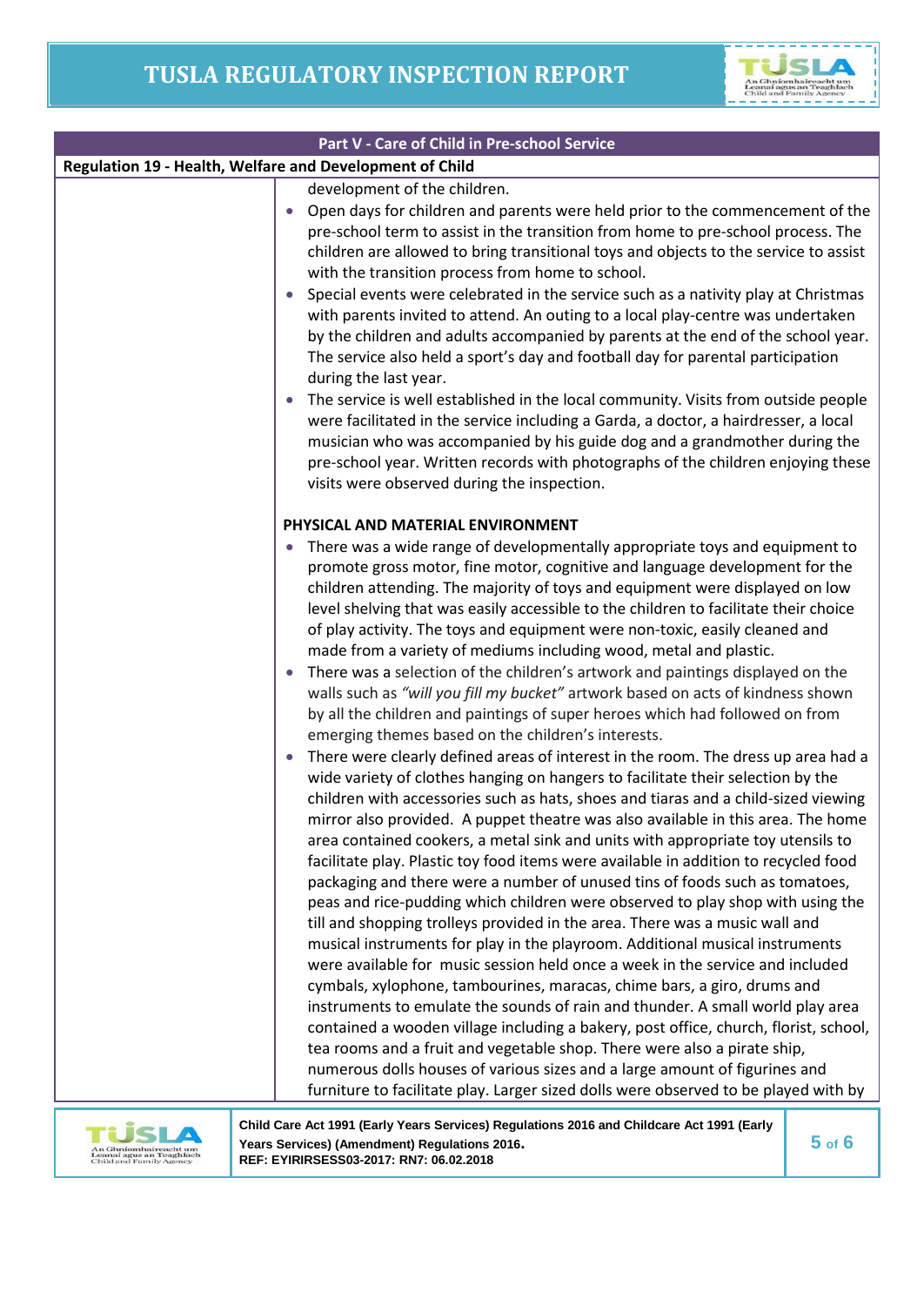| Part V - Care of Child in Pre-school Service | |
|---|---|
| **Regulation 19 - Health, Welfare and Development of Child** | |
| | development of the children.<br>• Open days for children and parents were held prior to the commencement of the pre-school term to assist in the transition from home to pre-school process. The children are allowed to bring transitional toys and objects to the service to assist with the transition process from home to school.<br>• Special events were celebrated in the service such as a nativity play at Christmas with parents invited to attend. An outing to a local play-centre was undertaken by the children and adults accompanied by parents at the end of the school year. The service also held a sport's day and football day for parental participation during the last year.<br>• The service is well established in the local community. Visits from outside people were facilitated in the service including a Garda, a doctor, a hairdresser, a local musician who was accompanied by his guide dog and a grandmother during the pre-school year. Written records with photographs of the children enjoying these visits were observed during the inspection.<br><br>**PHYSICAL AND MATERIAL ENVIRONMENT**<br>• There was a wide range of developmentally appropriate toys and equipment to promote gross motor, fine motor, cognitive and language development for the children attending. The majority of toys and equipment were displayed on low level shelving that was easily accessible to the children to facilitate their choice of play activity. The toys and equipment were non-toxic, easily cleaned and made from a variety of mediums including wood, metal and plastic.<br>• There was a selection of the children's artwork and paintings displayed on the walls such as *"will you fill my bucket"* artwork based on acts of kindness shown by all the children and paintings of super heroes which had followed on from emerging themes based on the children's interests.<br>• There were clearly defined areas of interest in the room. The dress up area had a wide variety of clothes hanging on hangers to facilitate their selection by the children with accessories such as hats, shoes and tiaras and a child-sized viewing mirror also provided. A puppet theatre was also available in this area. The home area contained cookers, a metal sink and units with appropriate toy utensils to facilitate play. Plastic toy food items were available in addition to recycled food packaging and there were a number of unused tins of foods such as tomatoes, peas and rice-pudding which children were observed to play shop with using the till and shopping trolleys provided in the area. There was a music wall and musical instruments for play in the playroom. Additional musical instruments were available for music session held once a week in the service and included cymbals, xylophone, tambourines, maracas, chime bars, a giro, drums and instruments to emulate the sounds of rain and thunder. A small world play area contained a wooden village including a bakery, post office, church, florist, school, tea rooms and a fruit and vegetable shop. There were also a pirate ship, numerous dolls houses of various sizes and a large amount of figurines and furniture to facilitate play. Larger sized dolls were observed to be played with by |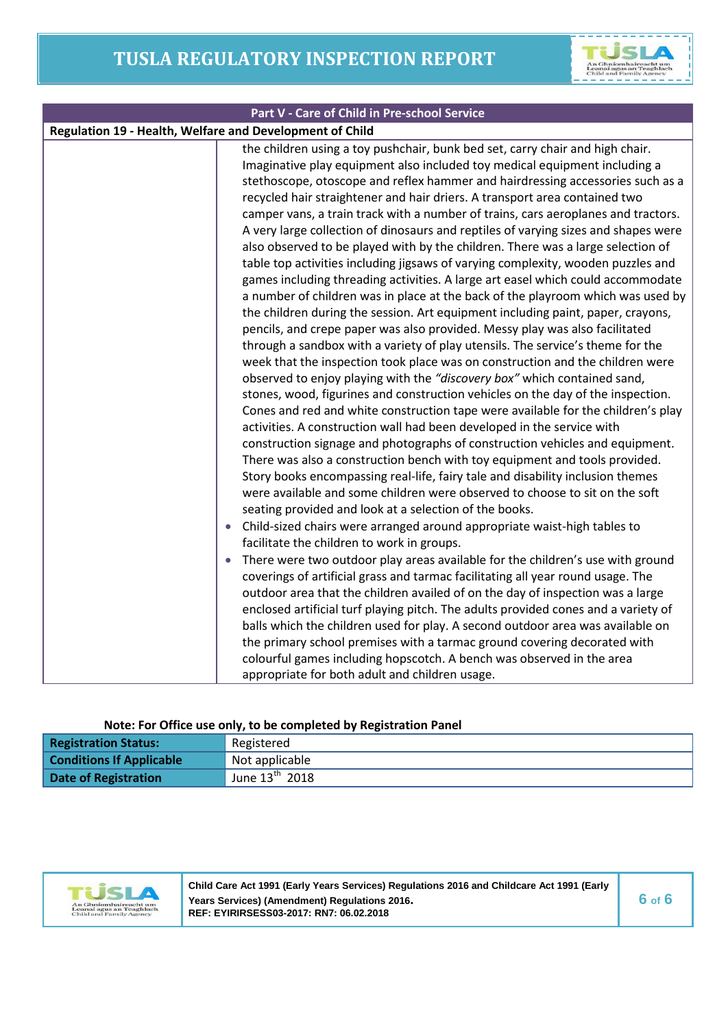| Part V - Care of Child in Pre-school Service | |
|---|---|
| **Regulation 19 - Health, Welfare and Development of Child** | |
| | the children using a toy pushchair, bunk bed set, carry chair and high chair. Imaginative play equipment also included toy medical equipment including a stethoscope, otoscope and reflex hammer and hairdressing accessories such as a recycled hair straightener and hair driers. A transport area contained two camper vans, a train track with a number of trains, cars aeroplanes and tractors. A very large collection of dinosaurs and reptiles of varying sizes and shapes were also observed to be played with by the children. There was a large selection of table top activities including jigsaws of varying complexity, wooden puzzles and games including threading activities. A large art easel which could accommodate a number of children was in place at the back of the playroom which was used by the children during the session. Art equipment including paint, paper, crayons, pencils, and crepe paper was also provided. Messy play was also facilitated through a sandbox with a variety of play utensils. The service's theme for the week that the inspection took place was on construction and the children were observed to enjoy playing with the *"discovery box"* which contained sand, stones, wood, figurines and construction vehicles on the day of the inspection. Cones and red and white construction tape were available for the children's play activities. A construction wall had been developed in the service with construction signage and photographs of construction vehicles and equipment. There was also a construction bench with toy equipment and tools provided. Story books encompassing real-life, fairy tale and disability inclusion themes were available and some children were observed to choose to sit on the soft seating provided and look at a selection of the books.<br>• Child-sized chairs were arranged around appropriate waist-high tables to facilitate the children to work in groups.<br>• There were two outdoor play areas available for the children's use with ground coverings of artificial grass and tarmac facilitating all year round usage. The outdoor area that the children availed of on the day of inspection was a large enclosed artificial turf playing pitch. The adults provided cones and a variety of balls which the children used for play. A second outdoor area was available on the primary school premises with a tarmac ground covering decorated with colourful games including hopscotch. A bench was observed in the area appropriate for both adult and children usage. |

**Note: For Office use only, to be completed by Registration Panel**

| | |
|---|---|
| **Registration Status:** | Registered |
| **Conditions If Applicable** | Not applicable |
| **Date of Registration** | June 13th 2018 |